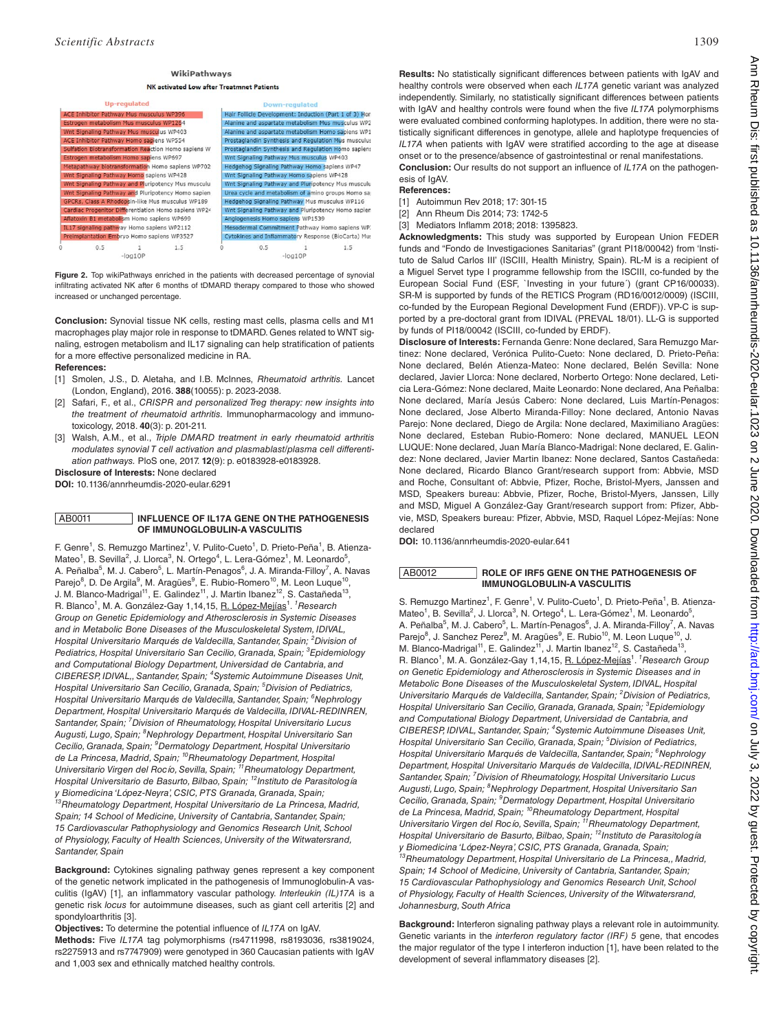**Figure 2.** Top wikiPathways enriched in the patients with decreased percentage of synovial infiltrating activated NK after 6 months of tDMARD therapy compared to those who showed increased or unchanged percentage.

**Conclusion:** Synovial tissue NK cells, resting mast cells, plasma cells and M1 macrophages play major role in response to tDMARD. Genes related to WNT signaling, estrogen metabolism and IL17 signaling can help stratification of patients for a more effective personalized medicine in RA.

**References:**

[1] Smolen, J.S., D. Aletaha, and I.B. McInnes, *Rheumatoid arthritis.* Lancet (London, England), 2016. **388**(10055): p. 2023-2038.

[2] Safari, F., et al., *CRISPR and personalized Treg therapy: new insights into the treatment of rheumatoid arthritis.* Immunopharmacology and immunotoxicology, 2018. **40**(3): p. 201-211.

[3] Walsh, A.M., et al., *Triple DMARD treatment in early rheumatoid arthritis modulates synovial T cell activation and plasmablast/plasma cell differentiation pathways.* PloS one, 2017. **12**(9): p. e0183928-e0183928.

**Disclosure of Interests:** None declared

**DOI:** 10.1136/annrheumdis-2020-eular.6291

## AB0011 INFLUENCE OF IL17A GENE ON THE PATHOGENESIS OF IMMUNOGLOBULIN-A VASCULITIS

F. Genre[1], S. Remuzgo Martinez[1], V. Pulito-Cueto[1], D. Prieto-Peña[1], B. Atienza-Mateo[1], B. Sevilla[2], J. Llorca[3], N. Ortego[4], L. Lera-Gómez[1], M. Leonardo[5], A. Peñalba[5], M. J. Cabero[5], L. Martín-Penagos[6], J. A. Miranda-Filloy[7], A. Navas Parejo[8], D. De Argila[9], M. Aragües[9], E. Rubio-Romero[10], M. Leon Luque[10], J. M. Blanco-Madrigal[11], E. Galindez[11], J. Martin Ibanez[12], S. Castañeda[13], R. Blanco[1], M. A. González-Gay 1,14,15, R. López-Mejías[1]. *[1]Research Group on Genetic Epidemiology and Atherosclerosis in Systemic Diseases and in Metabolic Bone Diseases of the Musculoskeletal System, IDIVAL, Hospital Universitario Marqués de Valdecilla, Santander, Spain; [2]Division of Pediatrics, Hospital Universitario San Cecilio, Granada, Spain; [3]Epidemiology and Computational Biology Department, Universidad de Cantabria, and CIBERESP, IDIVAL,, Santander, Spain; [4]Systemic Autoimmune Diseases Unit, Hospital Universitario San Cecilio, Granada, Spain; [5]Division of Pediatrics, Hospital Universitario Marqués de Valdecilla, Santander, Spain; [6]Nephrology Department, Hospital Universitario Marqués de Valdecilla, IDIVAL-REDINREN, Santander, Spain; [7]Division of Rheumatology, Hospital Universitario Lucus Augusti, Lugo, Spain; [8]Nephrology Department, Hospital Universitario San Cecilio, Granada, Spain; [9]Dermatology Department, Hospital Universitario de La Princesa, Madrid, Spain; [10]Rheumatology Department, Hospital Universitario Virgen del Rocío, Sevilla, Spain; [11]Rheumatology Department, Hospital Universitario de Basurto, Bilbao, Spain; [12]Instituto de Parasitología y Biomedicina 'López-Neyra', CSIC, PTS Granada, Granada, Spain; [13]Rheumatology Department, Hospital Universitario de La Princesa, Madrid, Spain; 14 School of Medicine, University of Cantabria, Santander, Spain; 15 Cardiovascular Pathophysiology and Genomics Research Unit, School of Physiology, Faculty of Health Sciences, University of the Witwatersrand, Santander, Spain*

**Background:** Cytokines signaling pathway genes represent a key component of the genetic network implicated in the pathogenesis of Immunoglobulin-A vasculitis (IgAV) [1], an inflammatory vascular pathology. *Interleukin (IL)17A* is a genetic risk *locus* for autoimmune diseases, such as giant cell arteritis [2] and spondyloarthritis [3].

**Objectives:** To determine the potential influence of *IL17A* on IgAV.

**Methods:** Five *IL17A* tag polymorphisms (rs4711998, rs8193036, rs3819024, rs2275913 and rs7747909) were genotyped in 360 Caucasian patients with IgAV and 1,003 sex and ethnically matched healthy controls.

**Results:** No statistically significant differences between patients with IgAV and healthy controls were observed when each *IL17A* genetic variant was analyzed independently. Similarly, no statistically significant differences between patients with IgAV and healthy controls were found when the five *IL17A* polymorphisms were evaluated combined conforming haplotypes. In addition, there were no statistically significant differences in genotype, allele and haplotype frequencies of *IL17A* when patients with IgAV were stratified according to the age at disease onset or to the presence/absence of gastrointestinal or renal manifestations.

**Conclusion:** Our results do not support an influence of *IL17A* on the pathogenesis of IgAV.

**References:**

[1] Autoimmun Rev 2018; 17: 301-15

[2] Ann Rheum Dis 2014; 73: 1742-5

[3] Mediators Inflamm 2018; 2018: 1395823.

**Acknowledgments:** This study was supported by European Union FEDER funds and "Fondo de Investigaciones Sanitarias" (grant PI18/00042) from 'Instituto de Salud Carlos III' (ISCIII, Health Ministry, Spain). RL-M is a recipient of a Miguel Servet type I programme fellowship from the ISCIII, co-funded by the European Social Fund (ESF, `Investing in your future´) (grant CP16/00033). SR-M is supported by funds of the RETICS Program (RD16/0012/0009) (ISCIII, co-funded by the European Regional Development Fund (ERDF)). VP-C is supported by a pre-doctoral grant from IDIVAL (PREVAL 18/01). LL-G is supported by funds of PI18/00042 (ISCIII, co-funded by ERDF).

**Disclosure of Interests:** Fernanda Genre: None declared, Sara Remuzgo Martinez: None declared, Verónica Pulito-Cueto: None declared, D. Prieto-Peña: None declared, Belén Atienza-Mateo: None declared, Belén Sevilla: None declared, Javier Llorca: None declared, Norberto Ortego: None declared, Leticia Lera-Gómez: None declared, Maite Leonardo: None declared, Ana Peñalba: None declared, María Jesús Cabero: None declared, Luis Martín-Penagos: None declared, Jose Alberto Miranda-Filloy: None declared, Antonio Navas Parejo: None declared, Diego de Argila: None declared, Maximiliano Aragües: None declared, Esteban Rubio-Romero: None declared, MANUEL LEON LUQUE: None declared, Juan María Blanco-Madrigal: None declared, E. Galindez: None declared, Javier Martin Ibanez: None declared, Santos Castañeda: None declared, Ricardo Blanco Grant/research support from: Abbvie, MSD and Roche, Consultant of: Abbvie, Pfizer, Roche, Bristol-Myers, Janssen and MSD, Speakers bureau: Abbvie, Pfizer, Roche, Bristol-Myers, Janssen, Lilly and MSD, Miguel A González-Gay Grant/research support from: Pfizer, Abbvie, MSD, Speakers bureau: Pfizer, Abbvie, MSD, Raquel López-Mejías: None declared

**DOI:** 10.1136/annrheumdis-2020-eular.641

## AB0012 ROLE OF IRF5 GENE ON THE PATHOGENESIS OF IMMUNOGLOBULIN-A VASCULITIS

S. Remuzgo Martinez[1], F. Genre[1], V. Pulito-Cueto[1], D. Prieto-Peña[1], B. Atienza-Mateo[1], B. Sevilla[2], J. Llorca[3], N. Ortego[4], L. Lera-Gómez[1], M. Leonardo[5], A. Peñalba[5], M. J. Cabero[5], L. Martín-Penagos[6], J. A. Miranda-Filloy[7], A. Navas Parejo[8], J. Sanchez Perez[9], M. Aragües[9], E. Rubio[10], M. Leon Luque[10], J. M. Blanco-Madrigal[11], E. Galindez[11], J. Martin Ibanez[12], S. Castañeda[13], R. Blanco[1], M. A. González-Gay 1,14,15, R. López-Mejías[1]. *[1]Research Group on Genetic Epidemiology and Atherosclerosis in Systemic Diseases and in Metabolic Bone Diseases of the Musculoskeletal System, IDIVAL, Hospital Universitario Marqués de Valdecilla, Santander, Spain; [2]Division of Pediatrics, Hospital Universitario San Cecilio, Granada, Granada, Spain; [3]Epidemiology and Computational Biology Department, Universidad de Cantabria, and CIBERESP, IDIVAL, Santander, Spain; [4]Systemic Autoimmune Diseases Unit, Hospital Universitario San Cecilio, Granada, Spain; [5]Division of Pediatrics, Hospital Universitario Marqués de Valdecilla, Santander, Spain; [6]Nephrology Department, Hospital Universitario Marqués de Valdecilla, IDIVAL-REDINREN, Santander, Spain; [7]Division of Rheumatology, Hospital Universitario Lucus Augusti, Lugo, Spain; [8]Nephrology Department, Hospital Universitario San Cecilio, Granada, Spain; [9]Dermatology Department, Hospital Universitario de La Princesa, Madrid, Spain; [10]Rheumatology Department, Hospital Universitario Virgen del Rocío, Sevilla, Spain; [11]Rheumatology Department, Hospital Universitario de Basurto, Bilbao, Spain; [12]Instituto de Parasitología y Biomedicina 'López-Neyra', CSIC, PTS Granada, Granada, Spain; [13]Rheumatology Department, Hospital Universitario de La Princesa,, Madrid, Spain; 14 School of Medicine, University of Cantabria, Santander, Spain; 15 Cardiovascular Pathophysiology and Genomics Research Unit, School of Physiology, Faculty of Health Sciences, University of the Witwatersrand, Johannesburg, South Africa*

**Background:** Interferon signaling pathway plays a relevant role in autoimmunity. Genetic variants in the *interferon regulatory factor (IRF) 5* gene, that encodes the major regulator of the type I interferon induction [1], have been related to the development of several inflammatory diseases [2].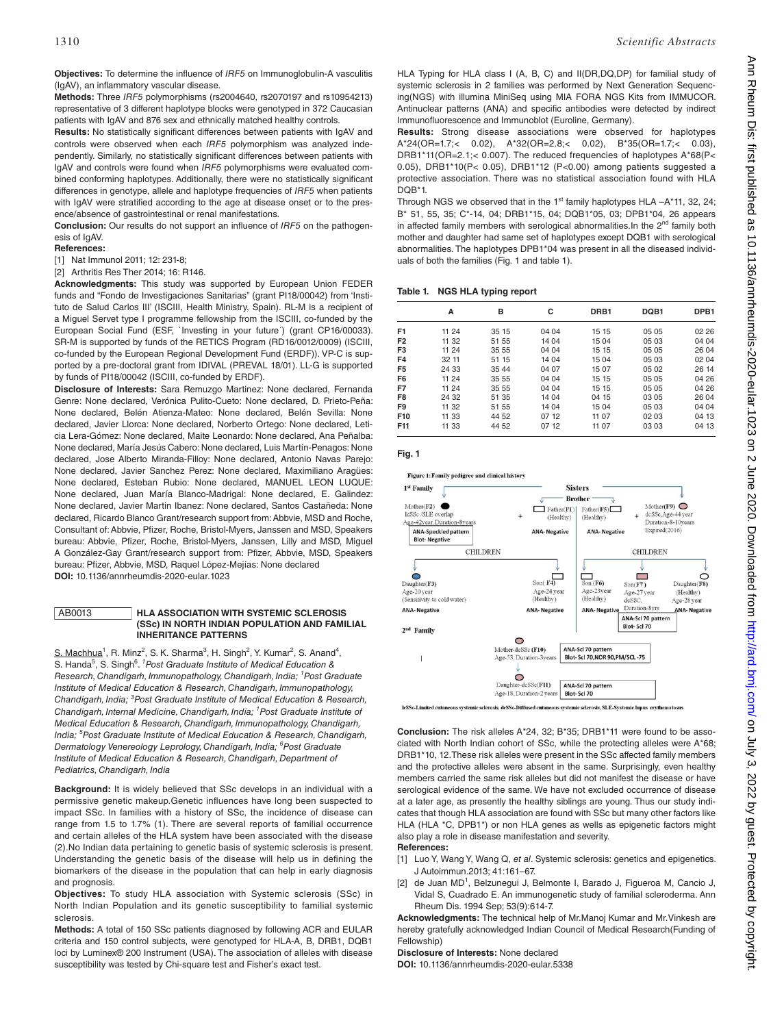**Objectives:** To determine the influence of *IRF5* on Immunoglobulin-A vasculitis (IgAV), an inflammatory vascular disease.

**Methods:** Three *IRF5* polymorphisms (rs2004640, rs2070197 and rs10954213) representative of 3 different haplotype blocks were genotyped in 372 Caucasian patients with IgAV and 876 sex and ethnically matched healthy controls.

**Results:** No statistically significant differences between patients with IgAV and controls were observed when each *IRF5* polymorphism was analyzed independently. Similarly, no statistically significant differences between patients with IgAV and controls were found when *IRF5* polymorphisms were evaluated combined conforming haplotypes. Additionally, there were no statistically significant differences in genotype, allele and haplotype frequencies of *IRF5* when patients with IgAV were stratified according to the age at disease onset or to the presence/absence of gastrointestinal or renal manifestations.

**Conclusion:** Our results do not support an influence of *IRF5* on the pathogenesis of IgAV.

**References:**

[1] Nat Immunol 2011; 12: 231-8;

[2] Arthritis Res Ther 2014; 16: R146.

**Acknowledgments:** This study was supported by European Union FEDER funds and "Fondo de Investigaciones Sanitarias" (grant PI18/00042) from 'Instituto de Salud Carlos III' (ISCIII, Health Ministry, Spain). RL-M is a recipient of a Miguel Servet type I programme fellowship from the ISCIII, co-funded by the European Social Fund (ESF, `Investing in your future´) (grant CP16/00033). SR-M is supported by funds of the RETICS Program (RD16/0012/0009) (ISCIII, co-funded by the European Regional Development Fund (ERDF)). VP-C is supported by a pre-doctoral grant from IDIVAL (PREVAL 18/01). LL-G is supported by funds of PI18/00042 (ISCIII, co-funded by ERDF).

**Disclosure of Interests:** Sara Remuzgo Martinez: None declared, Fernanda Genre: None declared, Verónica Pulito-Cueto: None declared, D. Prieto-Peña: None declared, Belén Atienza-Mateo: None declared, Belén Sevilla: None declared, Javier Llorca: None declared, Norberto Ortego: None declared, Leticia Lera-Gómez: None declared, Maite Leonardo: None declared, Ana Peñalba: None declared, María Jesús Cabero: None declared, Luis Martín-Penagos: None declared, Jose Alberto Miranda-Filloy: None declared, Antonio Navas Parejo: None declared, Javier Sanchez Perez: None declared, Maximiliano Aragües: None declared, Esteban Rubio: None declared, MANUEL LEON LUQUE: None declared, Juan María Blanco-Madrigal: None declared, E. Galindez: None declared, Javier Martin Ibanez: None declared, Santos Castañeda: None declared, Ricardo Blanco Grant/research support from: Abbvie, MSD and Roche, Consultant of: Abbvie, Pfizer, Roche, Bristol-Myers, Janssen and MSD, Speakers bureau: Abbvie, Pfizer, Roche, Bristol-Myers, Janssen, Lilly and MSD, Miguel A González-Gay Grant/research support from: Pfizer, Abbvie, MSD, Speakers bureau: Pfizer, Abbvie, MSD, Raquel López-Mejías: None declared

**DOI:** 10.1136/annrheumdis-2020-eular.1023

AB0013

## HLA ASSOCIATION WITH SYSTEMIC SCLEROSIS (SSc) IN NORTH INDIAN POPULATION AND FAMILIAL INHERITANCE PATTERNS

S. Machhua[1], R. Minz[2], S. K. Sharma[3], H. Singh[2], Y. Kumar[2], S. Anand[4], S. Handa[5], S. Singh[6]. *[1]Post Graduate Institute of Medical Education & Research, Chandigarh, Immunopathology, Chandigarh, India; [1]Post Graduate Institute of Medical Education & Research, Chandigarh, Immunopathology, Chandigarh, India; [3]Post Graduate Institute of Medical Education & Research, Chandigarh, Internal Medicine, Chandigarh, India; [1]Post Graduate Institute of Medical Education & Research, Chandigarh, Immunopathology, Chandigarh, India; [5]Post Graduate Institute of Medical Education & Research, Chandigarh, Dermatology Venereology Leprology, Chandigarh, India; [6]Post Graduate Institute of Medical Education & Research, Chandigarh, Department of Pediatrics, Chandigarh, India*

**Background:** It is widely believed that SSc develops in an individual with a permissive genetic makeup.Genetic influences have long been suspected to impact SSc. In families with a history of SSc, the incidence of disease can range from 1.5 to 1.7% (1). There are several reports of familial occurrence and certain alleles of the HLA system have been associated with the disease (2).No Indian data pertaining to genetic basis of systemic sclerosis is present. Understanding the genetic basis of the disease will help us in defining the biomarkers of the disease in the population that can help in early diagnosis and prognosis.

**Objectives:** To study HLA association with Systemic sclerosis (SSc) in North Indian Population and its genetic susceptibility to familial systemic sclerosis.

**Methods:** A total of 150 SSc patients diagnosed by following ACR and EULAR criteria and 150 control subjects, were genotyped for HLA-A, B, DRB1, DQB1 loci by Luminex® 200 Instrument (USA). The association of alleles with disease susceptibility was tested by Chi-square test and Fisher's exact test.

HLA Typing for HLA class I (A, B, C) and II(DR,DQ,DP) for familial study of systemic sclerosis in 2 families was performed by Next Generation Sequencing(NGS) with illumina MiniSeq using MIA FORA NGS Kits from IMMUCOR. Antinuclear patterns (ANA) and specific antibodies were detected by indirect Immunofluorescence and Immunoblot (Euroline, Germany).

**Results:** Strong disease associations were observed for haplotypes A*24(OR=1.7;< 0.02), A*32(OR=2.8;< 0.02), B*35(OR=1.7;< 0.03), DRB1*11(OR=2.1;< 0.007). The reduced frequencies of haplotypes A*68(P< 0.05), DRB1*10(P< 0.05), DRB1*12 (P<0.00) among patients suggested a protective association. There was no statistical association found with HLA DQB*1.

Through NGS we observed that in the 1[st] family haplotypes HLA –A*11, 32, 24; B* 51, 55, 35; C*-14, 04; DRB1*15, 04; DQB1*05, 03; DPB1*04, 26 appears in affected family members with serological abnormalities.In the 2[nd] family both mother and daughter had same set of haplotypes except DQB1 with serological abnormalities. The haplotypes DPB1*04 was present in all the diseased individuals of both the families (Fig. 1 and table 1).

**Table 1. NGS HLA typing report**

| | A | B | C | DRB1 | DQB1 | DPB1 |
|---|---|---|---|---|---|---|
| F1 | 11 24 | 35 15 | 04 04 | 15 15 | 05 05 | 02 26 |
| F2 | 11 32 | 51 55 | 14 04 | 15 04 | 05 03 | 04 04 |
| F3 | 11 24 | 35 55 | 04 04 | 15 15 | 05 05 | 26 04 |
| F4 | 32 11 | 51 15 | 14 04 | 15 04 | 05 03 | 02 04 |
| F5 | 24 33 | 35 44 | 04 07 | 15 07 | 05 02 | 26 14 |
| F6 | 11 24 | 35 55 | 04 04 | 15 15 | 05 05 | 04 26 |
| F7 | 11 24 | 35 55 | 04 04 | 15 15 | 05 05 | 04 26 |
| F8 | 24 32 | 51 35 | 14 04 | 04 15 | 03 05 | 26 04 |
| F9 | 11 32 | 51 55 | 14 04 | 15 04 | 05 03 | 04 04 |
| F10 | 11 33 | 44 52 | 07 12 | 11 07 | 02 03 | 04 13 |
| F11 | 11 33 | 44 52 | 07 12 | 11 07 | 03 03 | 04 13 |

**Fig. 1**

Figure 1: Family pedigree and clinical history

1st Family

Sisters

Brother

Mother(F2)
lcSSc /SLE overlap
Age-42year, Duration-8years
ANA-Speckled pattern
Blot- Negative

Father(F1) (Healthy)
ANA- Negative

Father(F5) (Healthy)
ANA- Negative

Mother(F9)
dcSSc,Age-44 year
Duration-8-10years
Expired(2016)

CHILDREN

CHILDREN

Daughter(F3)
Age-20 year
(Sensitivity to cold water)
ANA- Negative

Son( F4)
Age-24 year
(Healthy)
ANA- Negative

Son (F6)
Age-23year
(Healthy)
ANA- Negative

Son(F7)
Age-27 year
dcSSC,
Duration-5yrs
ANA-Scl 70 pattern
Blot- Scl 70

Daughter(F8)
(Healthy)
Age-28 year
ANA- Negative

2nd Family

Mother-dcSSc (F10)
Age-53, Duration-3years
ANA-Scl 70 pattern
Blot- Scl 70,NOR 90,PM/SCL -75

Daughter-dcSSc(F11)
Age-18, Duration-2 years
ANA-Scl 70 pattern
Blot- Scl 70

lcSSc-Limited cutaneous systemic sclerosis, dcSSc-Diffused cutaneous systemic sclerosis, SLE-Systemic lupus erythematosus

**Conclusion:** The risk alleles A*24, 32; B*35; DRB1*11 were found to be associated with North Indian cohort of SSc, while the protecting alleles were A*68; DRB1*10, 12.These risk alleles were present in the SSc affected family members and the protective alleles were absent in the same. Surprisingly, even healthy members carried the same risk alleles but did not manifest the disease or have serological evidence of the same. We have not excluded occurrence of disease at a later age, as presently the healthy siblings are young. Thus our study indicates that though HLA association are found with SSc but many other factors like HLA (HLA *C, DPB1*) or non HLA genes as wells as epigenetic factors might also play a role in disease manifestation and severity.

**References:**

[1] Luo Y, Wang Y, Wang Q, *et al*. Systemic sclerosis: genetics and epigenetics. J Autoimmun.2013; 41:161–67.

[2] de Juan MD[1], Belzunegui J, Belmonte I, Barado J, Figueroa M, Cancio J, Vidal S, Cuadrado E. An immunogenetic study of familial scleroderma. Ann Rheum Dis. 1994 Sep; 53(9):614-7.

**Acknowledgments:** The technical help of Mr.Manoj Kumar and Mr.Vinkesh are hereby gratefully acknowledged Indian Council of Medical Research(Funding of Fellowship)

**Disclosure of Interests:** None declared

**DOI:** 10.1136/annrheumdis-2020-eular.5338